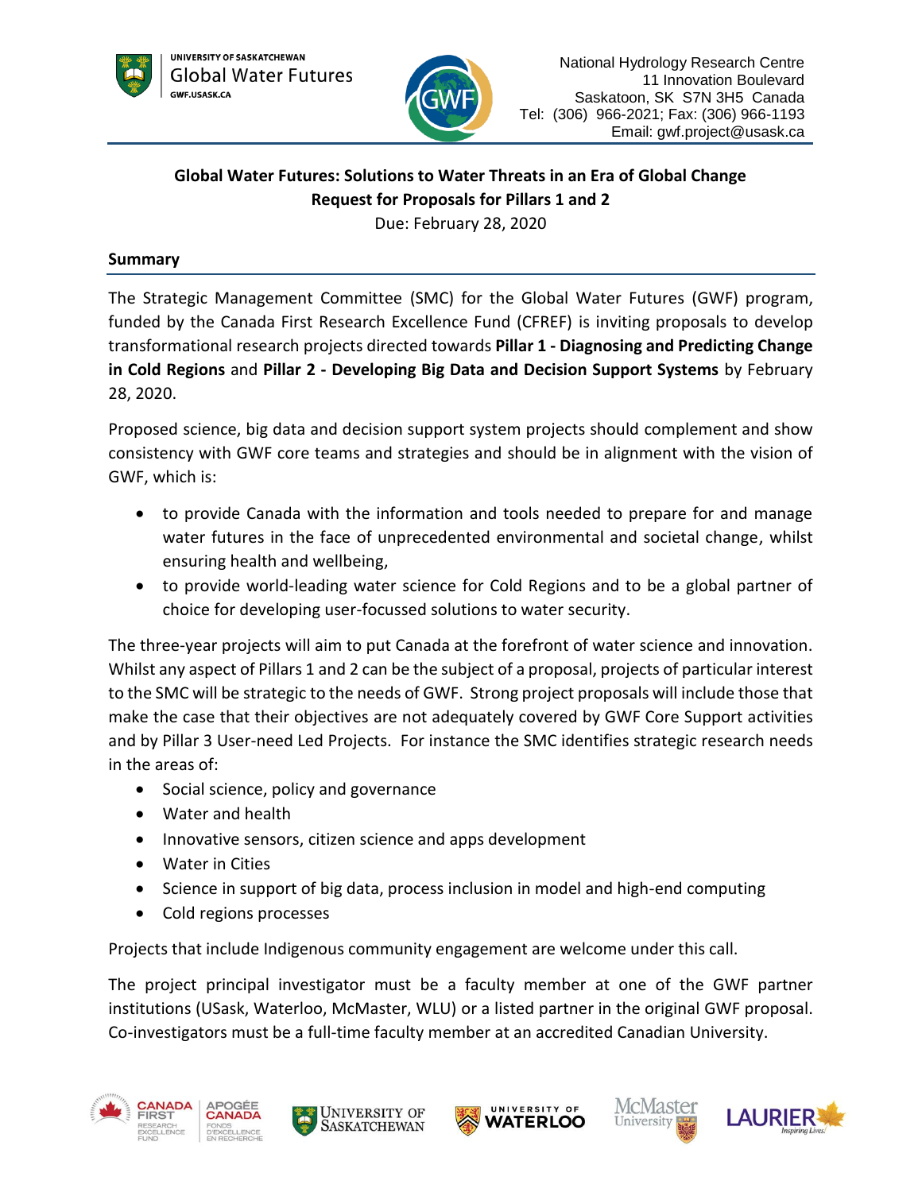UNIVERSITY OF SASKATCHEWAN
Global Water Futures
GWF.USASK.CA

National Hydrology Research Centre
11 Innovation Boulevard
Saskatoon, SK S7N 3H5 Canada
Tel: (306) 966-2021; Fax: (306) 966-1193
Email: gwf.project@usask.ca

# Global Water Futures: Solutions to Water Threats in an Era of Global Change

## Request for Proposals for Pillars 1 and 2

Due: February 28, 2020

## Summary

The Strategic Management Committee (SMC) for the Global Water Futures (GWF) program, funded by the Canada First Research Excellence Fund (CFREF) is inviting proposals to develop transformational research projects directed towards **Pillar 1 - Diagnosing and Predicting Change in Cold Regions** and **Pillar 2 - Developing Big Data and Decision Support Systems** by February 28, 2020.

Proposed science, big data and decision support system projects should complement and show consistency with GWF core teams and strategies and should be in alignment with the vision of GWF, which is:

- to provide Canada with the information and tools needed to prepare for and manage water futures in the face of unprecedented environmental and societal change, whilst ensuring health and wellbeing,
- to provide world-leading water science for Cold Regions and to be a global partner of choice for developing user-focussed solutions to water security.

The three-year projects will aim to put Canada at the forefront of water science and innovation. Whilst any aspect of Pillars 1 and 2 can be the subject of a proposal, projects of particular interest to the SMC will be strategic to the needs of GWF. Strong project proposals will include those that make the case that their objectives are not adequately covered by GWF Core Support activities and by Pillar 3 User-need Led Projects. For instance the SMC identifies strategic research needs in the areas of:

- Social science, policy and governance
- Water and health
- Innovative sensors, citizen science and apps development
- Water in Cities
- Science in support of big data, process inclusion in model and high-end computing
- Cold regions processes

Projects that include Indigenous community engagement are welcome under this call.

The project principal investigator must be a faculty member at one of the GWF partner institutions (USask, Waterloo, McMaster, WLU) or a listed partner in the original GWF proposal. Co-investigators must be a full-time faculty member at an accredited Canadian University.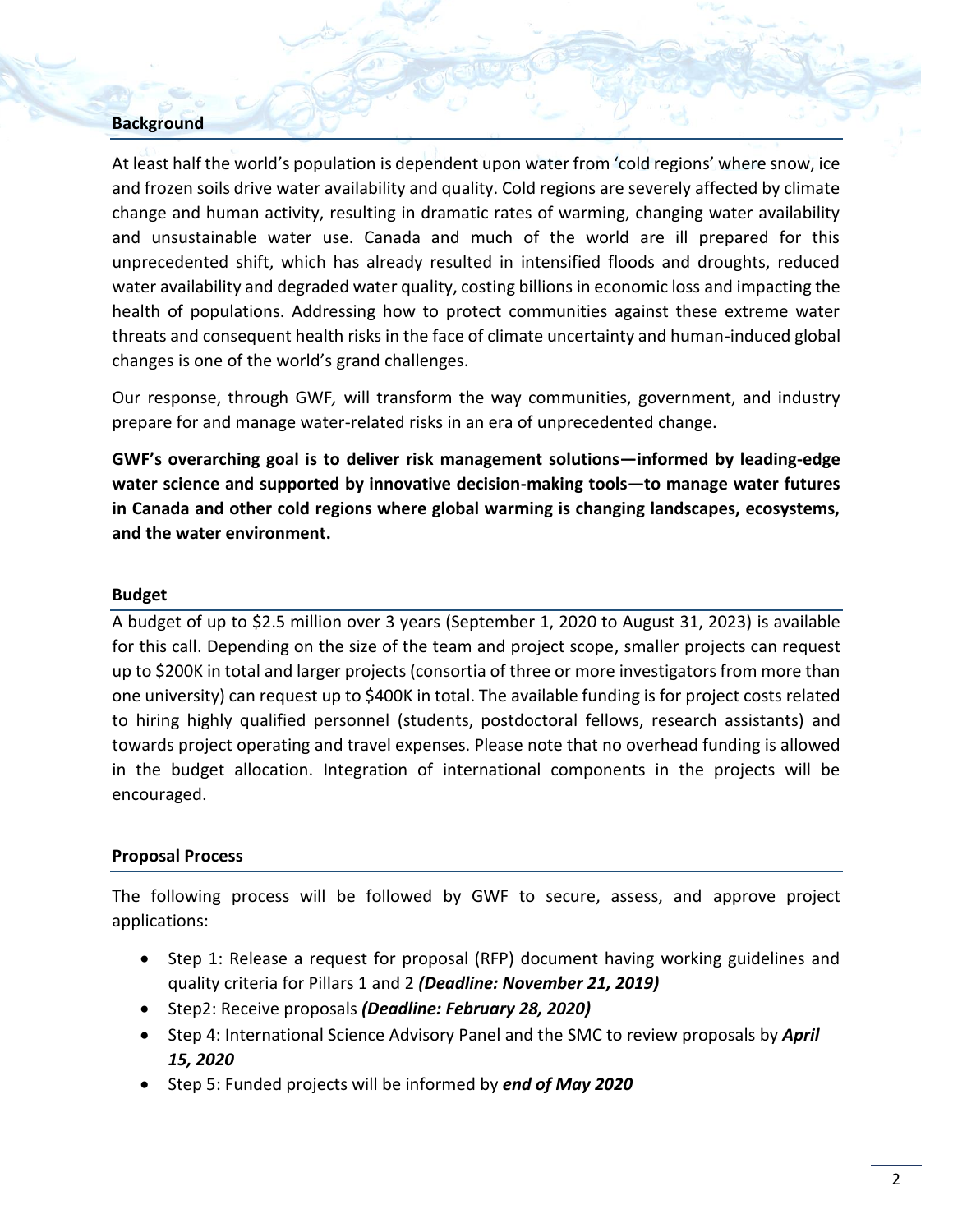## Background

At least half the world's population is dependent upon water from 'cold regions' where snow, ice and frozen soils drive water availability and quality. Cold regions are severely affected by climate change and human activity, resulting in dramatic rates of warming, changing water availability and unsustainable water use. Canada and much of the world are ill prepared for this unprecedented shift, which has already resulted in intensified floods and droughts, reduced water availability and degraded water quality, costing billions in economic loss and impacting the health of populations. Addressing how to protect communities against these extreme water threats and consequent health risks in the face of climate uncertainty and human-induced global changes is one of the world's grand challenges.

Our response, through GWF, will transform the way communities, government, and industry prepare for and manage water-related risks in an era of unprecedented change.

**GWF's overarching goal is to deliver risk management solutions—informed by leading-edge water science and supported by innovative decision-making tools—to manage water futures in Canada and other cold regions where global warming is changing landscapes, ecosystems, and the water environment.**

## Budget

A budget of up to $2.5 million over 3 years (September 1, 2020 to August 31, 2023) is available for this call. Depending on the size of the team and project scope, smaller projects can request up to $200K in total and larger projects (consortia of three or more investigators from more than one university) can request up to $400K in total. The available funding is for project costs related to hiring highly qualified personnel (students, postdoctoral fellows, research assistants) and towards project operating and travel expenses. Please note that no overhead funding is allowed in the budget allocation. Integration of international components in the projects will be encouraged.

## Proposal Process

The following process will be followed by GWF to secure, assess, and approve project applications:

- Step 1: Release a request for proposal (RFP) document having working guidelines and quality criteria for Pillars 1 and 2 ***(Deadline: November 21, 2019)***
- Step2: Receive proposals ***(Deadline: February 28, 2020)***
- Step 4: International Science Advisory Panel and the SMC to review proposals by ***April 15, 2020***
- Step 5: Funded projects will be informed by ***end of May 2020***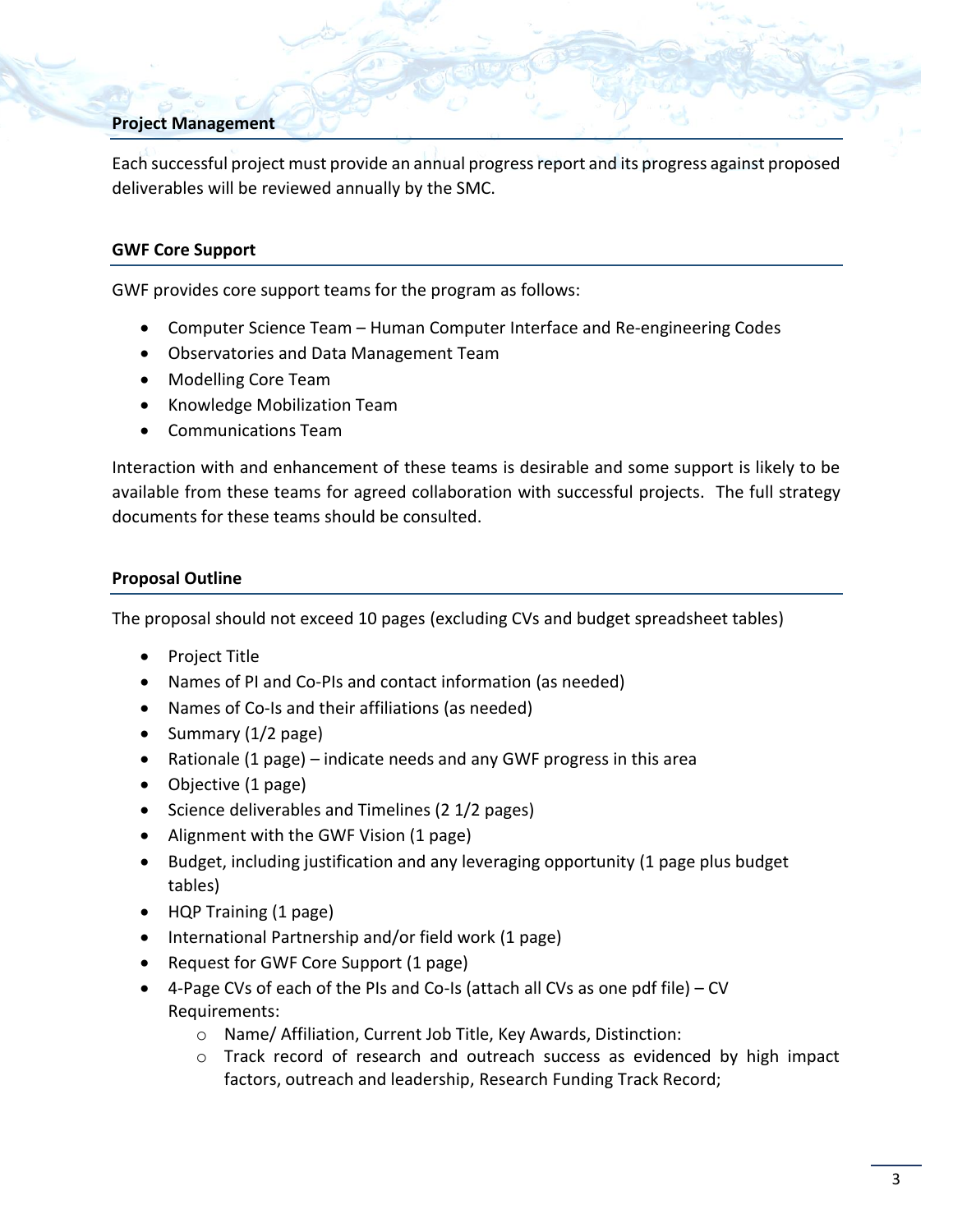## Project Management

Each successful project must provide an annual progress report and its progress against proposed deliverables will be reviewed annually by the SMC.

## GWF Core Support

GWF provides core support teams for the program as follows:

- Computer Science Team – Human Computer Interface and Re-engineering Codes
- Observatories and Data Management Team
- Modelling Core Team
- Knowledge Mobilization Team
- Communications Team

Interaction with and enhancement of these teams is desirable and some support is likely to be available from these teams for agreed collaboration with successful projects. The full strategy documents for these teams should be consulted.

## Proposal Outline

The proposal should not exceed 10 pages (excluding CVs and budget spreadsheet tables)

- Project Title
- Names of PI and Co-PIs and contact information (as needed)
- Names of Co-Is and their affiliations (as needed)
- Summary (1/2 page)
- Rationale (1 page) – indicate needs and any GWF progress in this area
- Objective (1 page)
- Science deliverables and Timelines (2 1/2 pages)
- Alignment with the GWF Vision (1 page)
- Budget, including justification and any leveraging opportunity (1 page plus budget tables)
- HQP Training (1 page)
- International Partnership and/or field work (1 page)
- Request for GWF Core Support (1 page)
- 4-Page CVs of each of the PIs and Co-Is (attach all CVs as one pdf file) – CV Requirements:
  - Name/ Affiliation, Current Job Title, Key Awards, Distinction:
  - Track record of research and outreach success as evidenced by high impact factors, outreach and leadership, Research Funding Track Record;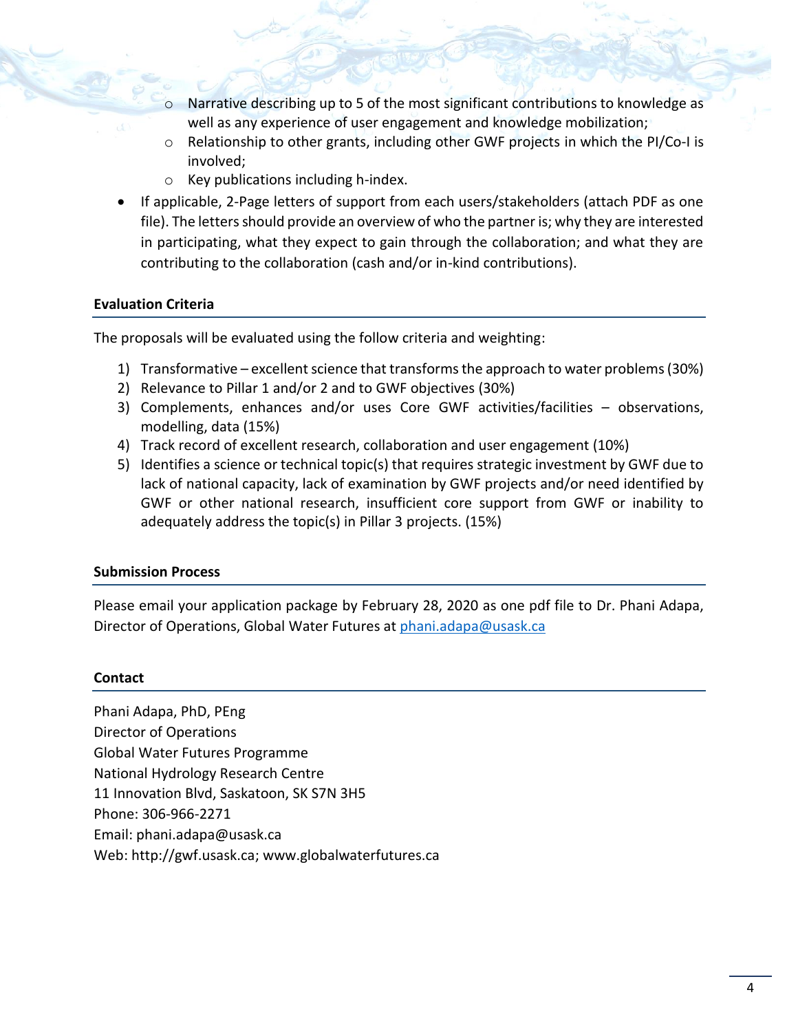- Narrative describing up to 5 of the most significant contributions to knowledge as well as any experience of user engagement and knowledge mobilization;
  - Relationship to other grants, including other GWF projects in which the PI/Co-I is involved;
  - Key publications including h-index.
- If applicable, 2-Page letters of support from each users/stakeholders (attach PDF as one file). The letters should provide an overview of who the partner is; why they are interested in participating, what they expect to gain through the collaboration; and what they are contributing to the collaboration (cash and/or in-kind contributions).

### Evaluation Criteria

The proposals will be evaluated using the follow criteria and weighting:

1) Transformative – excellent science that transforms the approach to water problems (30%)
2) Relevance to Pillar 1 and/or 2 and to GWF objectives (30%)
3) Complements, enhances and/or uses Core GWF activities/facilities – observations, modelling, data (15%)
4) Track record of excellent research, collaboration and user engagement (10%)
5) Identifies a science or technical topic(s) that requires strategic investment by GWF due to lack of national capacity, lack of examination by GWF projects and/or need identified by GWF or other national research, insufficient core support from GWF or inability to adequately address the topic(s) in Pillar 3 projects. (15%)

### Submission Process

Please email your application package by February 28, 2020 as one pdf file to Dr. Phani Adapa, Director of Operations, Global Water Futures at phani.adapa@usask.ca

### Contact

Phani Adapa, PhD, PEng
Director of Operations
Global Water Futures Programme
National Hydrology Research Centre
11 Innovation Blvd, Saskatoon, SK S7N 3H5
Phone: 306-966-2271
Email: phani.adapa@usask.ca
Web: http://gwf.usask.ca; www.globalwaterfutures.ca